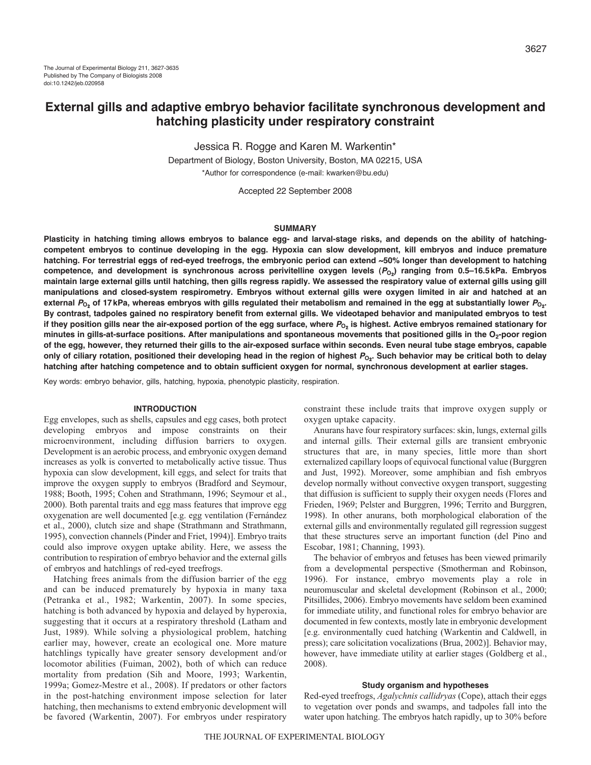# External gills and adaptive embryo behavior facilitate synchronous development and hatching plasticity under respiratory constraint

Jessica R. Rogge and Karen M. Warkentin*

Department of Biology, Boston University, Boston, MA 02215, USA

*Author for correspondence (e-mail: kwarken@bu.edu)

Accepted 22 September 2008

## SUMMARY

**Plasticity in hatching timing allows embryos to balance egg- and larval-stage risks, and depends on the ability of hatching-competent embryos to continue developing in the egg. Hypoxia can slow development, kill embryos and induce premature hatching. For terrestrial eggs of red-eyed treefrogs, the embryonic period can extend ~50% longer than development to hatching competence, and development is synchronous across perivitelline oxygen levels ($P_{O_2}$) ranging from 0.5–16.5 kPa. Embryos maintain large external gills until hatching, then gills regress rapidly. We assessed the respiratory value of external gills using gill manipulations and closed-system respirometry. Embryos without external gills were oxygen limited in air and hatched at an external $P_{O_2}$ of 17 kPa, whereas embryos with gills regulated their metabolism and remained in the egg at substantially lower $P_{O_2}$. By contrast, tadpoles gained no respiratory benefit from external gills. We videotaped behavior and manipulated embryos to test if they position gills near the air-exposed portion of the egg surface, where $P_{O_2}$ is highest. Active embryos remained stationary for minutes in gills-at-surface positions. After manipulations and spontaneous movements that positioned gills in the $O_2$-poor region of the egg, however, they returned their gills to the air-exposed surface within seconds. Even neural tube stage embryos, capable only of ciliary rotation, positioned their developing head in the region of highest $P_{O_2}$. Such behavior may be critical both to delay hatching after hatching competence and to obtain sufficient oxygen for normal, synchronous development at earlier stages.**

Key words: embryo behavior, gills, hatching, hypoxia, phenotypic plasticity, respiration.

## INTRODUCTION

Egg envelopes, such as shells, capsules and egg cases, both protect developing embryos and impose constraints on their microenvironment, including diffusion barriers to oxygen. Development is an aerobic process, and embryonic oxygen demand increases as yolk is converted to metabolically active tissue. Thus hypoxia can slow development, kill eggs, and select for traits that improve the oxygen supply to embryos (Bradford and Seymour, 1988; Booth, 1995; Cohen and Strathmann, 1996; Seymour et al., 2000). Both parental traits and egg mass features that improve egg oxygenation are well documented [e.g. egg ventilation (Fernández et al., 2000), clutch size and shape (Strathmann and Strathmann, 1995), convection channels (Pinder and Friet, 1994)]. Embryo traits could also improve oxygen uptake ability. Here, we assess the contribution to respiration of embryo behavior and the external gills of embryos and hatchlings of red-eyed treefrogs.

Hatching frees animals from the diffusion barrier of the egg and can be induced prematurely by hypoxia in many taxa (Petranka et al., 1982; Warkentin, 2007). In some species, hatching is both advanced by hypoxia and delayed by hyperoxia, suggesting that it occurs at a respiratory threshold (Latham and Just, 1989). While solving a physiological problem, hatching earlier may, however, create an ecological one. More mature hatchlings typically have greater sensory development and/or locomotor abilities (Fuiman, 2002), both of which can reduce mortality from predation (Sih and Moore, 1993; Warkentin, 1999a; Gomez-Mestre et al., 2008). If predators or other factors in the post-hatching environment impose selection for later hatching, then mechanisms to extend embryonic development will be favored (Warkentin, 2007). For embryos under respiratory constraint these include traits that improve oxygen supply or oxygen uptake capacity.

Anurans have four respiratory surfaces: skin, lungs, external gills and internal gills. Their external gills are transient embryonic structures that are, in many species, little more than short externalized capillary loops of equivocal functional value (Burggren and Just, 1992). Moreover, some amphibian and fish embryos develop normally without convective oxygen transport, suggesting that diffusion is sufficient to supply their oxygen needs (Flores and Frieden, 1969; Pelster and Burggren, 1996; Territo and Burggren, 1998). In other anurans, both morphological elaboration of the external gills and environmentally regulated gill regression suggest that these structures serve an important function (del Pino and Escobar, 1981; Channing, 1993).

The behavior of embryos and fetuses has been viewed primarily from a developmental perspective (Smotherman and Robinson, 1996). For instance, embryo movements play a role in neuromuscular and skeletal development (Robinson et al., 2000; Pitsillides, 2006). Embryo movements have seldom been examined for immediate utility, and functional roles for embryo behavior are documented in few contexts, mostly late in embryonic development [e.g. environmentally cued hatching (Warkentin and Caldwell, in press); care solicitation vocalizations (Brua, 2002)]. Behavior may, however, have immediate utility at earlier stages (Goldberg et al., 2008).

### Study organism and hypotheses

Red-eyed treefrogs, *Agalychnis callidryas* (Cope), attach their eggs to vegetation over ponds and swamps, and tadpoles fall into the water upon hatching. The embryos hatch rapidly, up to 30% before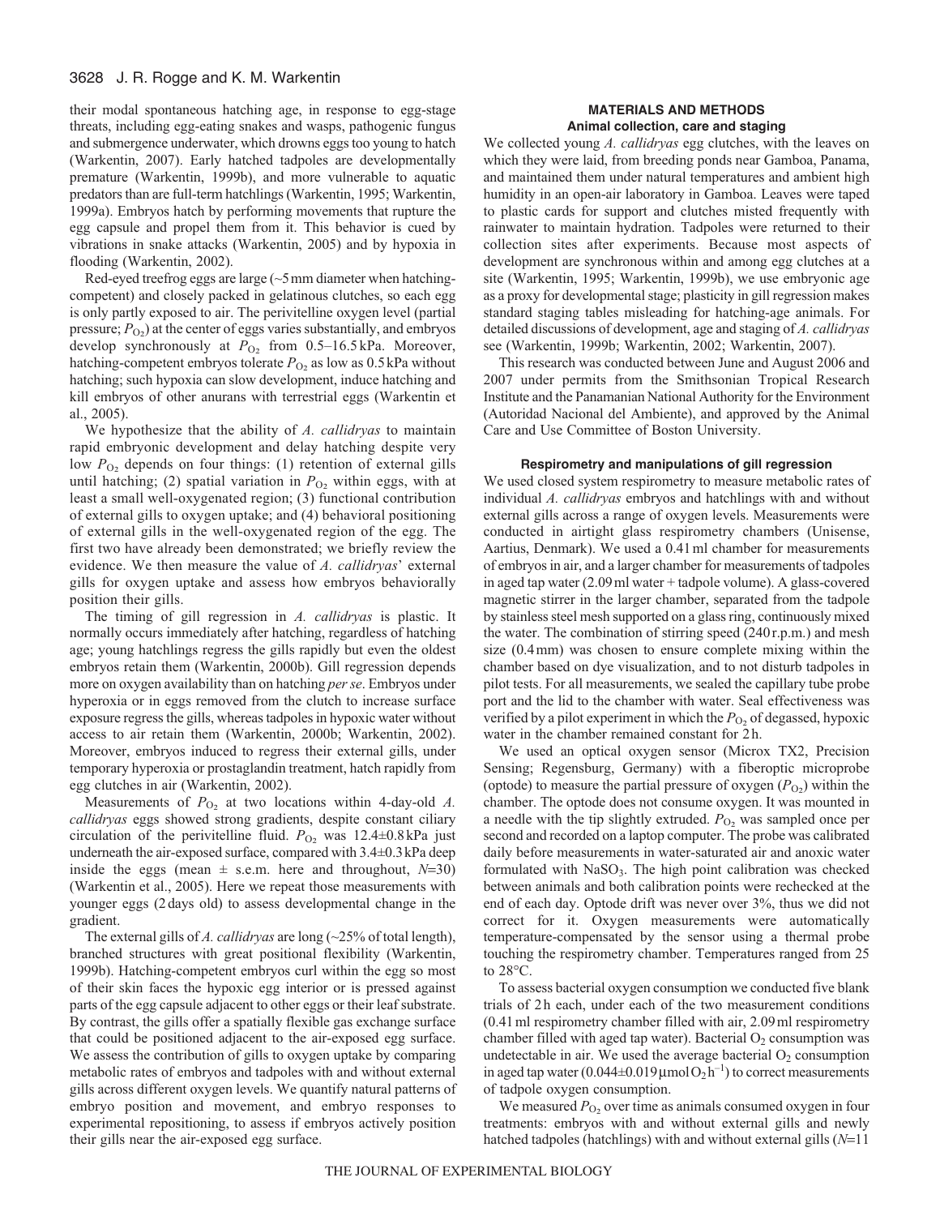their modal spontaneous hatching age, in response to egg-stage threats, including egg-eating snakes and wasps, pathogenic fungus and submergence underwater, which drowns eggs too young to hatch (Warkentin, 2007). Early hatched tadpoles are developmentally premature (Warkentin, 1999b), and more vulnerable to aquatic predators than are full-term hatchlings (Warkentin, 1995; Warkentin, 1999a). Embryos hatch by performing movements that rupture the egg capsule and propel them from it. This behavior is cued by vibrations in snake attacks (Warkentin, 2005) and by hypoxia in flooding (Warkentin, 2002).

Red-eyed treefrog eggs are large (~5 mm diameter when hatching-competent) and closely packed in gelatinous clutches, so each egg is only partly exposed to air. The perivitelline oxygen level (partial pressure; $P_{O_2}$) at the center of eggs varies substantially, and embryos develop synchronously at $P_{O_2}$ from 0.5–16.5 kPa. Moreover, hatching-competent embryos tolerate $P_{O_2}$ as low as 0.5 kPa without hatching; such hypoxia can slow development, induce hatching and kill embryos of other anurans with terrestrial eggs (Warkentin et al., 2005).

We hypothesize that the ability of *A. callidryas* to maintain rapid embryonic development and delay hatching despite very low $P_{O_2}$ depends on four things: (1) retention of external gills until hatching; (2) spatial variation in $P_{O_2}$ within eggs, with at least a small well-oxygenated region; (3) functional contribution of external gills to oxygen uptake; and (4) behavioral positioning of external gills in the well-oxygenated region of the egg. The first two have already been demonstrated; we briefly review the evidence. We then measure the value of *A. callidryas*' external gills for oxygen uptake and assess how embryos behaviorally position their gills.

The timing of gill regression in *A. callidryas* is plastic. It normally occurs immediately after hatching, regardless of hatching age; young hatchlings regress the gills rapidly but even the oldest embryos retain them (Warkentin, 2000b). Gill regression depends more on oxygen availability than on hatching *per se*. Embryos under hyperoxia or in eggs removed from the clutch to increase surface exposure regress the gills, whereas tadpoles in hypoxic water without access to air retain them (Warkentin, 2000b; Warkentin, 2002). Moreover, embryos induced to regress their external gills, under temporary hyperoxia or prostaglandin treatment, hatch rapidly from egg clutches in air (Warkentin, 2002).

Measurements of $P_{O_2}$ at two locations within 4-day-old *A. callidryas* eggs showed strong gradients, despite constant ciliary circulation of the perivitelline fluid. $P_{O_2}$ was 12.4±0.8 kPa just underneath the air-exposed surface, compared with 3.4±0.3 kPa deep inside the eggs (mean ± s.e.m. here and throughout, $N$=30) (Warkentin et al., 2005). Here we repeat those measurements with younger eggs (2 days old) to assess developmental change in the gradient.

The external gills of *A. callidryas* are long (~25% of total length), branched structures with great positional flexibility (Warkentin, 1999b). Hatching-competent embryos curl within the egg so most of their skin faces the hypoxic egg interior or is pressed against parts of the egg capsule adjacent to other eggs or their leaf substrate. By contrast, the gills offer a spatially flexible gas exchange surface that could be positioned adjacent to the air-exposed egg surface. We assess the contribution of gills to oxygen uptake by comparing metabolic rates of embryos and tadpoles with and without external gills across different oxygen levels. We quantify natural patterns of embryo position and movement, and embryo responses to experimental repositioning, to assess if embryos actively position their gills near the air-exposed egg surface.

## MATERIALS AND METHODS

### Animal collection, care and staging

We collected young *A. callidryas* egg clutches, with the leaves on which they were laid, from breeding ponds near Gamboa, Panama, and maintained them under natural temperatures and ambient high humidity in an open-air laboratory in Gamboa. Leaves were taped to plastic cards for support and clutches misted frequently with rainwater to maintain hydration. Tadpoles were returned to their collection sites after experiments. Because most aspects of development are synchronous within and among egg clutches at a site (Warkentin, 1995; Warkentin, 1999b), we use embryonic age as a proxy for developmental stage; plasticity in gill regression makes standard staging tables misleading for hatching-age animals. For detailed discussions of development, age and staging of *A. callidryas* see (Warkentin, 1999b; Warkentin, 2002; Warkentin, 2007).

This research was conducted between June and August 2006 and 2007 under permits from the Smithsonian Tropical Research Institute and the Panamanian National Authority for the Environment (Autoridad Nacional del Ambiente), and approved by the Animal Care and Use Committee of Boston University.

### Respirometry and manipulations of gill regression

We used closed system respirometry to measure metabolic rates of individual *A. callidryas* embryos and hatchlings with and without external gills across a range of oxygen levels. Measurements were conducted in airtight glass respirometry chambers (Unisense, Aartius, Denmark). We used a 0.41 ml chamber for measurements of embryos in air, and a larger chamber for measurements of tadpoles in aged tap water (2.09 ml water + tadpole volume). A glass-covered magnetic stirrer in the larger chamber, separated from the tadpole by stainless steel mesh supported on a glass ring, continuously mixed the water. The combination of stirring speed (240 r.p.m.) and mesh size (0.4 mm) was chosen to ensure complete mixing within the chamber based on dye visualization, and to not disturb tadpoles in pilot tests. For all measurements, we sealed the capillary tube probe port and the lid to the chamber with water. Seal effectiveness was verified by a pilot experiment in which the $P_{O_2}$ of degassed, hypoxic water in the chamber remained constant for 2 h.

We used an optical oxygen sensor (Microx TX2, Precision Sensing; Regensburg, Germany) with a fiberoptic microprobe (optode) to measure the partial pressure of oxygen ($P_{O_2}$) within the chamber. The optode does not consume oxygen. It was mounted in a needle with the tip slightly extruded. $P_{O_2}$ was sampled once per second and recorded on a laptop computer. The probe was calibrated daily before measurements in water-saturated air and anoxic water formulated with $NaSO_3$. The high point calibration was checked between animals and both calibration points were rechecked at the end of each day. Optode drift was never over 3%, thus we did not correct for it. Oxygen measurements were automatically temperature-compensated by the sensor using a thermal probe touching the respirometry chamber. Temperatures ranged from 25 to 28°C.

To assess bacterial oxygen consumption we conducted five blank trials of 2 h each, under each of the two measurement conditions (0.41 ml respirometry chamber filled with air, 2.09 ml respirometry chamber filled with aged tap water). Bacterial $O_2$ consumption was undetectable in air. We used the average bacterial $O_2$ consumption in aged tap water (0.044±0.019 μmol $O_2$ h$^{-1}$) to correct measurements of tadpole oxygen consumption.

We measured $P_{O_2}$ over time as animals consumed oxygen in four treatments: embryos with and without external gills and newly hatched tadpoles (hatchlings) with and without external gills ($N$=11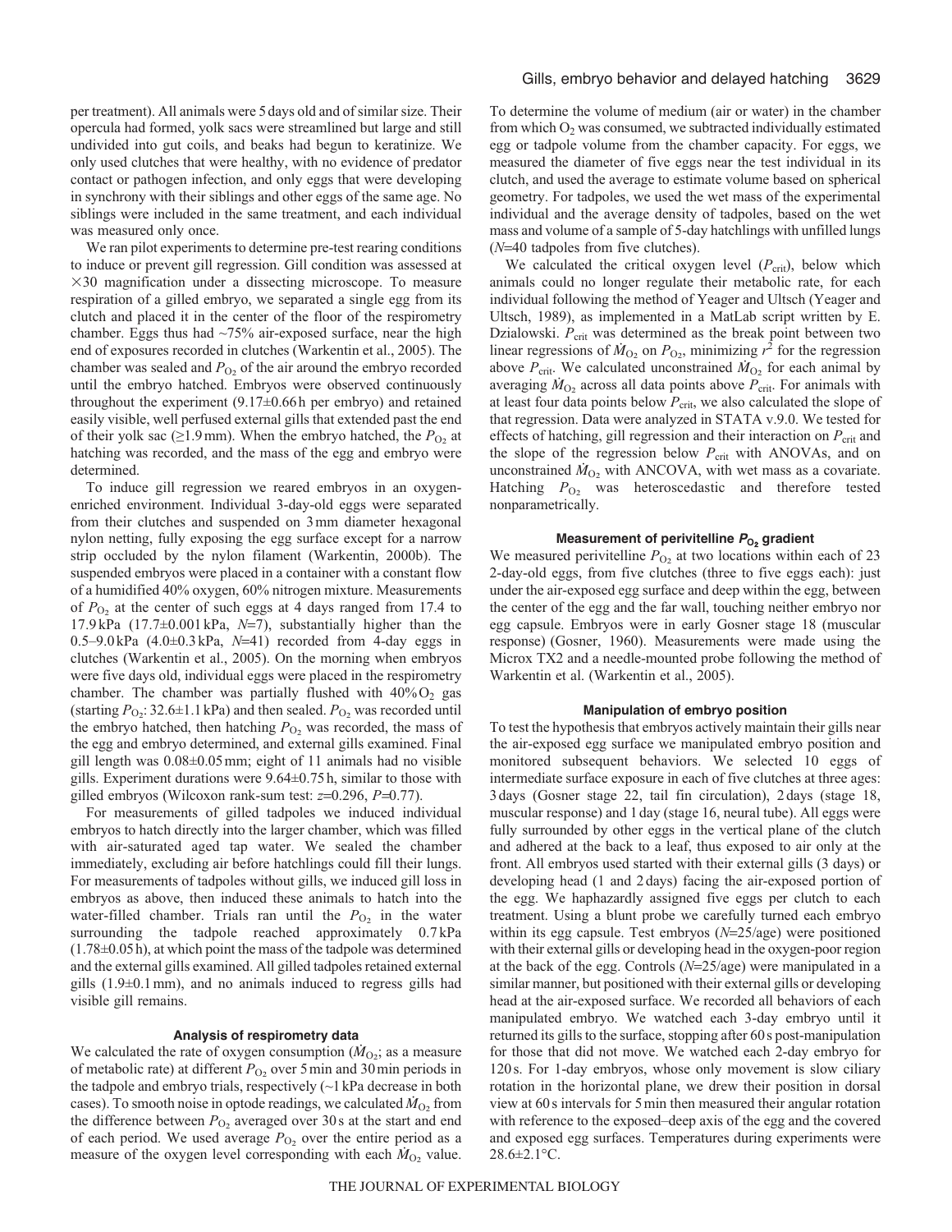per treatment). All animals were 5 days old and of similar size. Their opercula had formed, yolk sacs were streamlined but large and still undivided into gut coils, and beaks had begun to keratinize. We only used clutches that were healthy, with no evidence of predator contact or pathogen infection, and only eggs that were developing in synchrony with their siblings and other eggs of the same age. No siblings were included in the same treatment, and each individual was measured only once.

We ran pilot experiments to determine pre-test rearing conditions to induce or prevent gill regression. Gill condition was assessed at ×30 magnification under a dissecting microscope. To measure respiration of a gilled embryo, we separated a single egg from its clutch and placed it in the center of the floor of the respirometry chamber. Eggs thus had ~75% air-exposed surface, near the high end of exposures recorded in clutches (Warkentin et al., 2005). The chamber was sealed and $P_{O_2}$ of the air around the embryo recorded until the embryo hatched. Embryos were observed continuously throughout the experiment (9.17±0.66 h per embryo) and retained easily visible, well perfused external gills that extended past the end of their yolk sac (≥1.9 mm). When the embryo hatched, the $P_{O_2}$ at hatching was recorded, and the mass of the egg and embryo were determined.

To induce gill regression we reared embryos in an oxygen-enriched environment. Individual 3-day-old eggs were separated from their clutches and suspended on 3 mm diameter hexagonal nylon netting, fully exposing the egg surface except for a narrow strip occluded by the nylon filament (Warkentin, 2000b). The suspended embryos were placed in a container with a constant flow of a humidified 40% oxygen, 60% nitrogen mixture. Measurements of $P_{O_2}$ at the center of such eggs at 4 days ranged from 17.4 to 17.9 kPa (17.7±0.001 kPa, $N$=7), substantially higher than the 0.5–9.0 kPa (4.0±0.3 kPa, $N$=41) recorded from 4-day eggs in clutches (Warkentin et al., 2005). On the morning when embryos were five days old, individual eggs were placed in the respirometry chamber. The chamber was partially flushed with 40% $O_2$ gas (starting $P_{O_2}$: 32.6±1.1 kPa) and then sealed. $P_{O_2}$ was recorded until the embryo hatched, then hatching $P_{O_2}$ was recorded, the mass of the egg and embryo determined, and external gills examined. Final gill length was 0.08±0.05 mm; eight of 11 animals had no visible gills. Experiment durations were 9.64±0.75 h, similar to those with gilled embryos (Wilcoxon rank-sum test: $z$=0.296, $P$=0.77).

For measurements of gilled tadpoles we induced individual embryos to hatch directly into the larger chamber, which was filled with air-saturated aged tap water. We sealed the chamber immediately, excluding air before hatchlings could fill their lungs. For measurements of tadpoles without gills, we induced gill loss in embryos as above, then induced these animals to hatch into the water-filled chamber. Trials ran until the $P_{O_2}$ in the water surrounding the tadpole reached approximately 0.7 kPa (1.78±0.05 h), at which point the mass of the tadpole was determined and the external gills examined. All gilled tadpoles retained external gills (1.9±0.1 mm), and no animals induced to regress gills had visible gill remains.

### Analysis of respirometry data

We calculated the rate of oxygen consumption ($\dot{M}_{O_2}$; as a measure of metabolic rate) at different $P_{O_2}$ over 5 min and 30 min periods in the tadpole and embryo trials, respectively (~1 kPa decrease in both cases). To smooth noise in optode readings, we calculated $\dot{M}_{O_2}$ from the difference between $P_{O_2}$ averaged over 30 s at the start and end of each period. We used average $P_{O_2}$ over the entire period as a measure of the oxygen level corresponding with each $\dot{M}_{O_2}$ value. To determine the volume of medium (air or water) in the chamber from which $O_2$ was consumed, we subtracted individually estimated egg or tadpole volume from the chamber capacity. For eggs, we measured the diameter of five eggs near the test individual in its clutch, and used the average to estimate volume based on spherical geometry. For tadpoles, we used the wet mass of the experimental individual and the average density of tadpoles, based on the wet mass and volume of a sample of 5-day hatchlings with unfilled lungs ($N$=40 tadpoles from five clutches).

We calculated the critical oxygen level ($P_{crit}$), below which animals could no longer regulate their metabolic rate, for each individual following the method of Yeager and Ultsch (Yeager and Ultsch, 1989), as implemented in a MatLab script written by E. Dzialowski. $P_{crit}$ was determined as the break point between two linear regressions of $\dot{M}_{O_2}$ on $P_{O_2}$, minimizing $r^2$ for the regression above $P_{crit}$. We calculated unconstrained $\dot{M}_{O_2}$ for each animal by averaging $\dot{M}_{O_2}$ across all data points above $P_{crit}$. For animals with at least four data points below $P_{crit}$, we also calculated the slope of that regression. Data were analyzed in STATA v.9.0. We tested for effects of hatching, gill regression and their interaction on $P_{crit}$ and the slope of the regression below $P_{crit}$ with ANOVAs, and on unconstrained $\dot{M}_{O_2}$ with ANCOVA, with wet mass as a covariate. Hatching $P_{O_2}$ was heteroscedastic and therefore tested nonparametrically.

### Measurement of perivitelline $P_{O_2}$ gradient

We measured perivitelline $P_{O_2}$ at two locations within each of 23 2-day-old eggs, from five clutches (three to five eggs each): just under the air-exposed egg surface and deep within the egg, between the center of the egg and the far wall, touching neither embryo nor egg capsule. Embryos were in early Gosner stage 18 (muscular response) (Gosner, 1960). Measurements were made using the Microx TX2 and a needle-mounted probe following the method of Warkentin et al. (Warkentin et al., 2005).

### Manipulation of embryo position

To test the hypothesis that embryos actively maintain their gills near the air-exposed egg surface we manipulated embryo position and monitored subsequent behaviors. We selected 10 eggs of intermediate surface exposure in each of five clutches at three ages: 3 days (Gosner stage 22, tail fin circulation), 2 days (stage 18, muscular response) and 1 day (stage 16, neural tube). All eggs were fully surrounded by other eggs in the vertical plane of the clutch and adhered at the back to a leaf, thus exposed to air only at the front. All embryos used started with their external gills (3 days) or developing head (1 and 2 days) facing the air-exposed portion of the egg. We haphazardly assigned five eggs per clutch to each treatment. Using a blunt probe we carefully turned each embryo within its egg capsule. Test embryos ($N$=25/age) were positioned with their external gills or developing head in the oxygen-poor region at the back of the egg. Controls ($N$=25/age) were manipulated in a similar manner, but positioned with their external gills or developing head at the air-exposed surface. We recorded all behaviors of each manipulated embryo. We watched each 3-day embryo until it returned its gills to the surface, stopping after 60 s post-manipulation for those that did not move. We watched each 2-day embryo for 120 s. For 1-day embryos, whose only movement is slow ciliary rotation in the horizontal plane, we drew their position in dorsal view at 60 s intervals for 5 min then measured their angular rotation with reference to the exposed–deep axis of the egg and the covered and exposed egg surfaces. Temperatures during experiments were 28.6±2.1°C.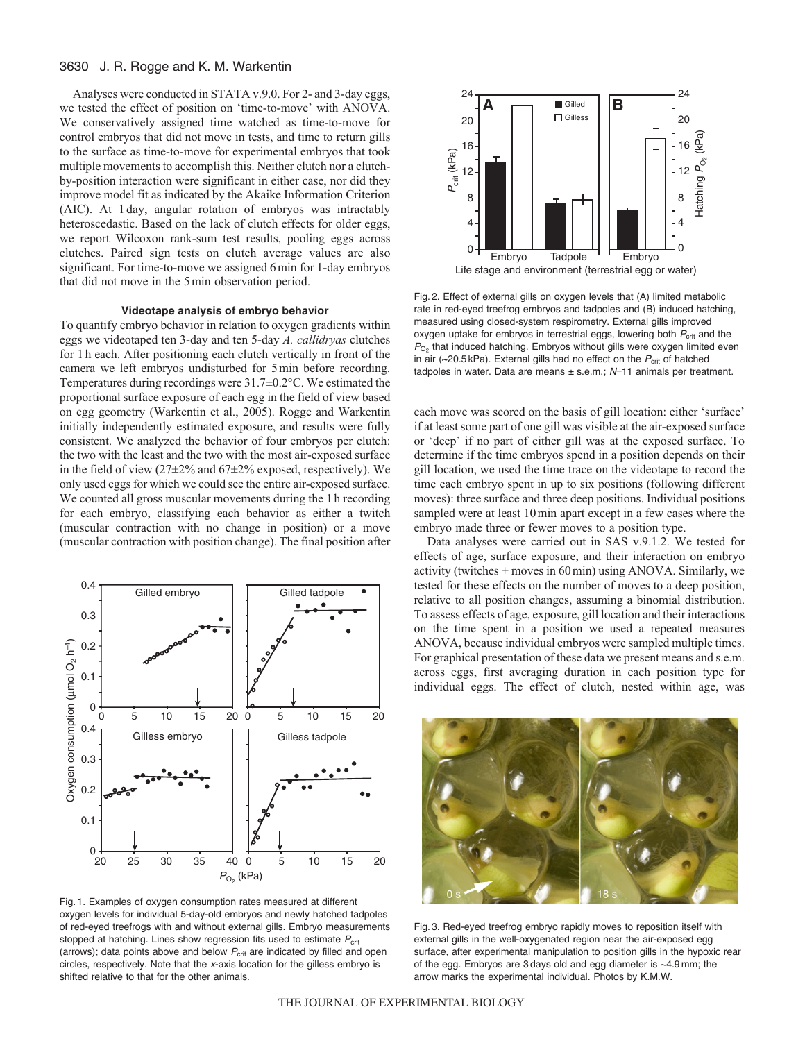Analyses were conducted in STATA v.9.0. For 2- and 3-day eggs, we tested the effect of position on 'time-to-move' with ANOVA. We conservatively assigned time watched as time-to-move for control embryos that did not move in tests, and time to return gills to the surface as time-to-move for experimental embryos that took multiple movements to accomplish this. Neither clutch nor a clutch-by-position interaction were significant in either case, nor did they improve model fit as indicated by the Akaike Information Criterion (AIC). At 1 day, angular rotation of embryos was intractably heteroscedastic. Based on the lack of clutch effects for older eggs, we report Wilcoxon rank-sum test results, pooling eggs across clutches. Paired sign tests on clutch average values are also significant. For time-to-move we assigned 6 min for 1-day embryos that did not move in the 5 min observation period.

### Videotape analysis of embryo behavior

To quantify embryo behavior in relation to oxygen gradients within eggs we videotaped ten 3-day and ten 5-day *A. callidryas* clutches for 1 h each. After positioning each clutch vertically in front of the camera we left embryos undisturbed for 5 min before recording. Temperatures during recordings were 31.7±0.2°C. We estimated the proportional surface exposure of each egg in the field of view based on egg geometry (Warkentin et al., 2005). Rogge and Warkentin initially independently estimated exposure, and results were fully consistent. We analyzed the behavior of four embryos per clutch: the two with the least and the two with the most air-exposed surface in the field of view (27±2% and 67±2% exposed, respectively). We only used eggs for which we could see the entire air-exposed surface. We counted all gross muscular movements during the 1 h recording for each embryo, classifying each behavior as either a twitch (muscular contraction with no change in position) or a move (muscular contraction with position change). The final position after each move was scored on the basis of gill location: either 'surface' if at least some part of one gill was visible at the air-exposed surface or 'deep' if no part of either gill was at the exposed surface. To determine if the time embryos spend in a position depends on their gill location, we used the time trace on the videotape to record the time each embryo spent in up to six positions (following different moves): three surface and three deep positions. Individual positions sampled were at least 10 min apart except in a few cases where the embryo made three or fewer moves to a position type.

Data analyses were carried out in SAS v.9.1.2. We tested for effects of age, surface exposure, and their interaction on embryo activity (twitches + moves in 60 min) using ANOVA. Similarly, we tested for these effects on the number of moves to a deep position, relative to all position changes, assuming a binomial distribution. To assess effects of age, exposure, gill location and their interactions on the time spent in a position we used a repeated measures ANOVA, because individual embryos were sampled multiple times. For graphical presentation of these data we present means and s.e.m. across eggs, first averaging duration in each position type for individual eggs. The effect of clutch, nested within age, was

Fig. 1. Examples of oxygen consumption rates measured at different oxygen levels for individual 5-day-old embryos and newly hatched tadpoles of red-eyed treefrogs with and without external gills. Embryo measurements stopped at hatching. Lines show regression fits used to estimate $P_{crit}$ (arrows); data points above and below $P_{crit}$ are indicated by filled and open circles, respectively. Note that the *x*-axis location for the gilless embryo is shifted relative to that for the other animals.

Fig. 2. Effect of external gills on oxygen levels that (A) limited metabolic rate in red-eyed treefrog embryos and tadpoles and (B) induced hatching, measured using closed-system respirometry. External gills improved oxygen uptake for embryos in terrestrial eggs, lowering both $P_{crit}$ and the $P_{O_2}$ that induced hatching. Embryos without gills were oxygen limited even in air (~20.5 kPa). External gills had no effect on the $P_{crit}$ of hatched tadpoles in water. Data are means ± s.e.m.; *N*=11 animals per treatment.

Fig. 3. Red-eyed treefrog embryo rapidly moves to reposition itself with external gills in the well-oxygenated region near the air-exposed egg surface, after experimental manipulation to position gills in the hypoxic rear of the egg. Embryos are 3 days old and egg diameter is ~4.9 mm; the arrow marks the experimental individual. Photos by K.M.W.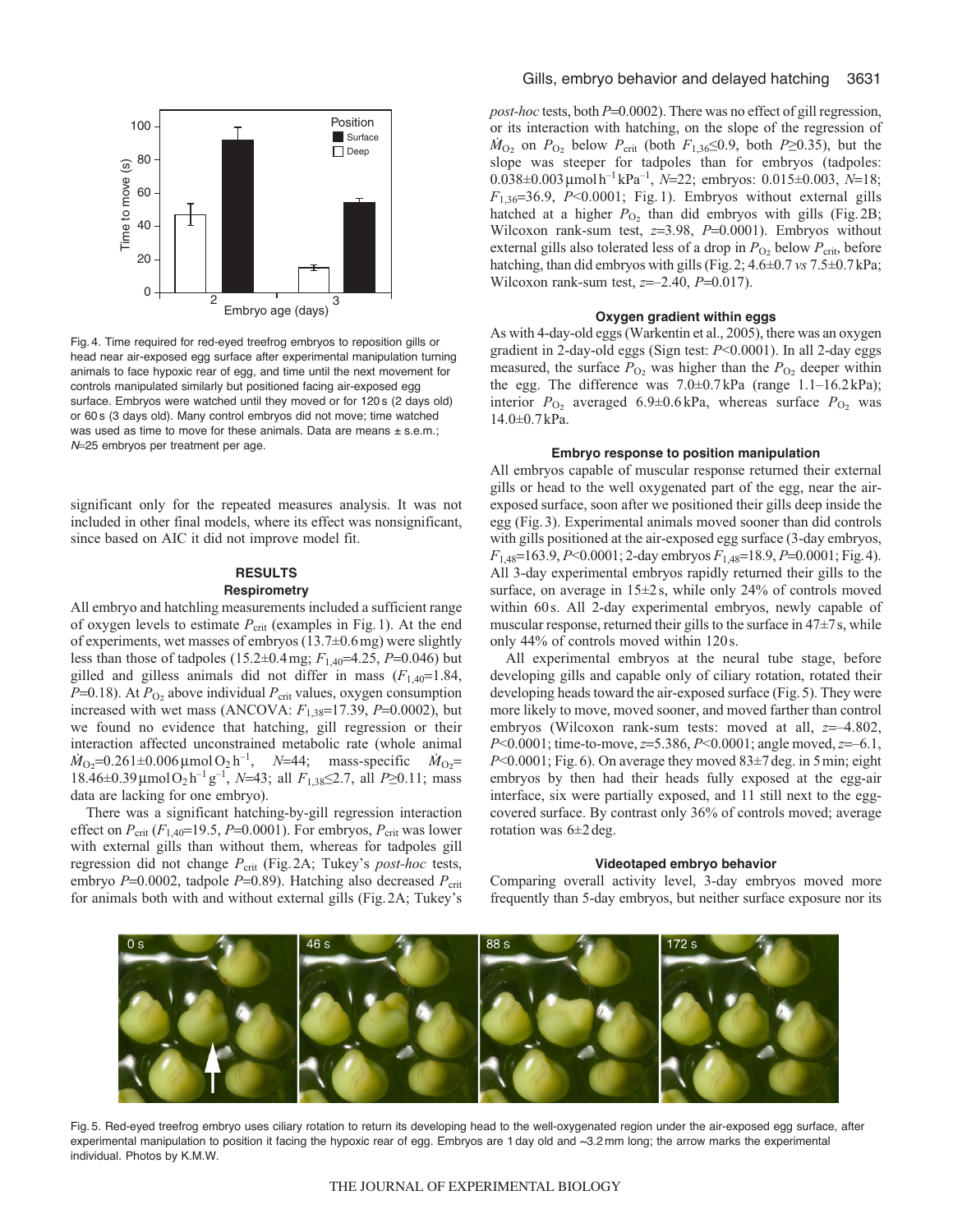Fig. 4. Time required for red-eyed treefrog embryos to reposition gills or head near air-exposed egg surface after experimental manipulation turning animals to face hypoxic rear of egg, and time until the next movement for controls manipulated similarly but positioned facing air-exposed egg surface. Embryos were watched until they moved or for 120 s (2 days old) or 60 s (3 days old). Many control embryos did not move; time watched was used as time to move for these animals. Data are means ± s.e.m.; $N$=25 embryos per treatment per age.

significant only for the repeated measures analysis. It was not included in other final models, where its effect was nonsignificant, since based on AIC it did not improve model fit.

## RESULTS

### Respirometry

All embryo and hatchling measurements included a sufficient range of oxygen levels to estimate $P_{crit}$ (examples in Fig. 1). At the end of experiments, wet masses of embryos (13.7±0.6 mg) were slightly less than those of tadpoles (15.2±0.4 mg; $F_{1,40}$=4.25, $P$=0.046) but gilled and gilless animals did not differ in mass ($F_{1,40}$=1.84, $P$=0.18). At $P_{O_2}$ above individual $P_{crit}$ values, oxygen consumption increased with wet mass (ANCOVA: $F_{1,38}$=17.39, $P$=0.0002), but we found no evidence that hatching, gill regression or their interaction affected unconstrained metabolic rate (whole animal $\dot{M}_{O_2}$=0.261±0.006 μmol $O_2$ h$^{-1}$, $N$=44; mass-specific $\dot{M}_{O_2}$= 18.46±0.39 μmol $O_2$ h$^{-1}$ g$^{-1}$, $N$=43; all $F_{1,38}$≤2.7, all $P$≥0.11; mass data are lacking for one embryo).

There was a significant hatching-by-gill regression interaction effect on $P_{crit}$ ($F_{1,40}$=19.5, $P$=0.0001). For embryos, $P_{crit}$ was lower with external gills than without them, whereas for tadpoles gill regression did not change $P_{crit}$ (Fig. 2A; Tukey's *post-hoc* tests, embryo $P$=0.0002, tadpole $P$=0.89). Hatching also decreased $P_{crit}$ for animals both with and without external gills (Fig. 2A; Tukey's *post-hoc* tests, both $P$=0.0002). There was no effect of gill regression, or its interaction with hatching, on the slope of the regression of $\dot{M}_{O_2}$ on $P_{O_2}$ below $P_{crit}$ (both $F_{1,36}$≤0.9, both $P$≥0.35), but the slope was steeper for tadpoles than for embryos (tadpoles: 0.038±0.003 μmol h$^{-1}$ kPa$^{-1}$, $N$=22; embryos: 0.015±0.003, $N$=18; $F_{1,36}$=36.9, $P$<0.0001; Fig. 1). Embryos without external gills hatched at a higher $P_{O_2}$ than did embryos with gills (Fig. 2B; Wilcoxon rank-sum test, $z$=3.98, $P$=0.0001). Embryos without external gills also tolerated less of a drop in $P_{O_2}$ below $P_{crit}$, before hatching, than did embryos with gills (Fig. 2; 4.6±0.7 *vs* 7.5±0.7 kPa; Wilcoxon rank-sum test, $z$=–2.40, $P$=0.017).

### Oxygen gradient within eggs

As with 4-day-old eggs (Warkentin et al., 2005), there was an oxygen gradient in 2-day-old eggs (Sign test: $P$<0.0001). In all 2-day eggs measured, the surface $P_{O_2}$ was higher than the $P_{O_2}$ deeper within the egg. The difference was 7.0±0.7 kPa (range 1.1–16.2 kPa); interior $P_{O_2}$ averaged 6.9±0.6 kPa, whereas surface $P_{O_2}$ was 14.0±0.7 kPa.

### Embryo response to position manipulation

All embryos capable of muscular response returned their external gills or head to the well oxygenated part of the egg, near the air-exposed surface, soon after we positioned their gills deep inside the egg (Fig. 3). Experimental animals moved sooner than did controls with gills positioned at the air-exposed egg surface (3-day embryos, $F_{1,48}$=163.9, $P$<0.0001; 2-day embryos $F_{1,48}$=18.9, $P$=0.0001; Fig. 4). All 3-day experimental embryos rapidly returned their gills to the surface, on average in 15±2 s, while only 24% of controls moved within 60 s. All 2-day experimental embryos, newly capable of muscular response, returned their gills to the surface in 47±7 s, while only 44% of controls moved within 120 s.

All experimental embryos at the neural tube stage, before developing gills and capable only of ciliary rotation, rotated their developing heads toward the air-exposed surface (Fig. 5). They were more likely to move, moved sooner, and moved farther than control embryos (Wilcoxon rank-sum tests: moved at all, $z$=–4.802, $P$<0.0001; time-to-move, $z$=5.386, $P$<0.0001; angle moved, $z$=–6.1, $P$<0.0001; Fig. 6). On average they moved 83±7 deg. in 5 min; eight embryos by then had their heads fully exposed at the egg-air interface, six were partially exposed, and 11 still next to the egg-covered surface. By contrast only 36% of controls moved; average rotation was 6±2 deg.

### Videotaped embryo behavior

Comparing overall activity level, 3-day embryos moved more frequently than 5-day embryos, but neither surface exposure nor its

Fig. 5. Red-eyed treefrog embryo uses ciliary rotation to return its developing head to the well-oxygenated region under the air-exposed egg surface, after experimental manipulation to position it facing the hypoxic rear of egg. Embryos are 1 day old and ~3.2 mm long; the arrow marks the experimental individual. Photos by K.M.W.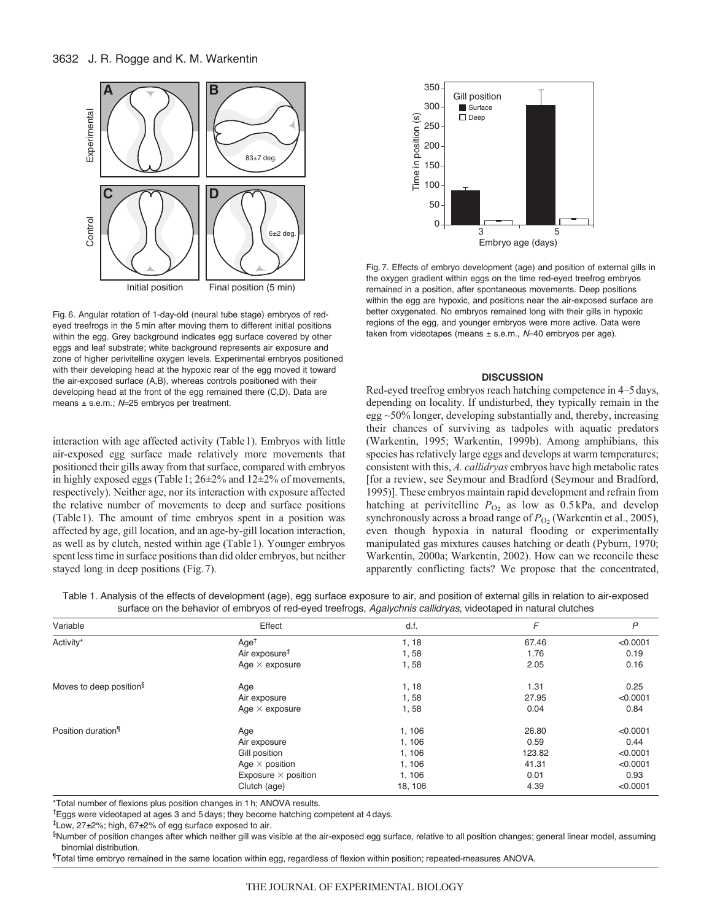Fig. 6. Angular rotation of 1-day-old (neural tube stage) embryos of red-eyed treefrogs in the 5 min after moving them to different initial positions within the egg. Grey background indicates egg surface covered by other eggs and leaf substrate; white background represents air exposure and zone of higher perivitelline oxygen levels. Experimental embryos positioned with their developing head at the hypoxic rear of the egg moved it toward the air-exposed surface (A,B), whereas controls positioned with their developing head at the front of the egg remained there (C,D). Data are means ± s.e.m.; $N$=25 embryos per treatment.

interaction with age affected activity (Table 1). Embryos with little air-exposed egg surface made relatively more movements that positioned their gills away from that surface, compared with embryos in highly exposed eggs (Table 1; 26±2% and 12±2% of movements, respectively). Neither age, nor its interaction with exposure affected the relative number of movements to deep and surface positions (Table 1). The amount of time embryos spent in a position was affected by age, gill location, and an age-by-gill location interaction, as well as by clutch, nested within age (Table 1). Younger embryos spent less time in surface positions than did older embryos, but neither stayed long in deep positions (Fig. 7).

Fig. 7. Effects of embryo development (age) and position of external gills in the oxygen gradient within eggs on the time red-eyed treefrog embryos remained in a position, after spontaneous movements. Deep positions within the egg are hypoxic, and positions near the air-exposed surface are better oxygenated. No embryos remained long with their gills in hypoxic regions of the egg, and younger embryos were more active. Data were taken from videotapes (means ± s.e.m., $N$=40 embryos per age).

## DISCUSSION

Red-eyed treefrog embryos reach hatching competence in 4–5 days, depending on locality. If undisturbed, they typically remain in the egg ~50% longer, developing substantially and, thereby, increasing their chances of surviving as tadpoles with aquatic predators (Warkentin, 1995; Warkentin, 1999b). Among amphibians, this species has relatively large eggs and develops at warm temperatures; consistent with this, *A. callidryas* embryos have high metabolic rates [for a review, see Seymour and Bradford (Seymour and Bradford, 1995)]. These embryos maintain rapid development and refrain from hatching at perivitelline $P_{O_2}$ as low as 0.5 kPa, and develop synchronously across a broad range of $P_{O_2}$ (Warkentin et al., 2005), even though hypoxia in natural flooding or experimentally manipulated gas mixtures causes hatching or death (Pyburn, 1970; Warkentin, 2000a; Warkentin, 2002). How can we reconcile these apparently conflicting facts? We propose that the concentrated,

Table 1. Analysis of the effects of development (age), egg surface exposure to air, and position of external gills in relation to air-exposed surface on the behavior of embryos of red-eyed treefrogs, *Agalychnis callidryas*, videotaped in natural clutches

| Variable | Effect | d.f. | $F$ | $P$ |
|---|---|---|---|---|
| Activity* | Age† | 1, 18 | 67.46 | <0.0001 |
| | Air exposure‡ | 1, 58 | 1.76 | 0.19 |
| | Age × exposure | 1, 58 | 2.05 | 0.16 |
| Moves to deep position§ | Age | 1, 18 | 1.31 | 0.25 |
| | Air exposure | 1, 58 | 27.95 | <0.0001 |
| | Age × exposure | 1, 58 | 0.04 | 0.84 |
| Position duration¶ | Age | 1, 106 | 26.80 | <0.0001 |
| | Air exposure | 1, 106 | 0.59 | 0.44 |
| | Gill position | 1, 106 | 123.82 | <0.0001 |
| | Age × position | 1, 106 | 41.31 | <0.0001 |
| | Exposure × position | 1, 106 | 0.01 | 0.93 |
| | Clutch (age) | 18, 106 | 4.39 | <0.0001 |

*Total number of flexions plus position changes in 1 h; ANOVA results.

†Eggs were videotaped at ages 3 and 5 days; they become hatching competent at 4 days.

‡Low, 27±2%; high, 67±2% of egg surface exposed to air.

§Number of position changes after which neither gill was visible at the air-exposed egg surface, relative to all position changes; general linear model, assuming binomial distribution.

¶Total time embryo remained in the same location within egg, regardless of flexion within position; repeated-measures ANOVA.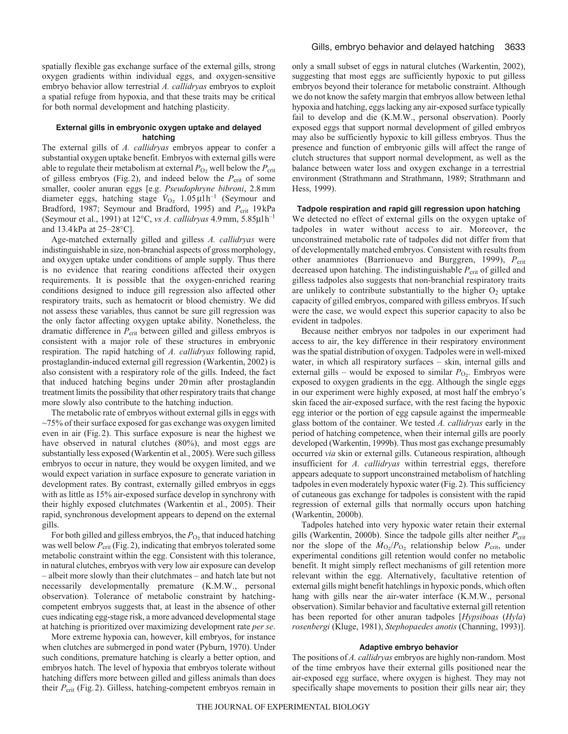spatially flexible gas exchange surface of the external gills, strong oxygen gradients within individual eggs, and oxygen-sensitive embryo behavior allow terrestrial *A. callidryas* embryos to exploit a spatial refuge from hypoxia, and that these traits may be critical for both normal development and hatching plasticity.

### External gills in embryonic oxygen uptake and delayed hatching

The external gills of *A. callidryas* embryos appear to confer a substantial oxygen uptake benefit. Embryos with external gills were able to regulate their metabolism at external $P_{O_2}$ well below the $P_{crit}$ of gilless embryos (Fig. 2), and indeed below the $P_{crit}$ of some smaller, cooler anuran eggs [e.g. *Pseudophryne bibroni*, 2.8 mm diameter eggs, hatching stage $\dot{V}_{O_2}$ 1.05 μl h$^{-1}$ (Seymour and Bradford, 1987; Seymour and Bradford, 1995) and $P_{crit}$ 19 kPa (Seymour et al., 1991) at 12°C, *vs A. callidryas* 4.9 mm, 5.85 μl h$^{-1}$ and 13.4 kPa at 25–28°C].

Age-matched externally gilled and gilless *A. callidryas* were indistinguishable in size, non-branchial aspects of gross morphology, and oxygen uptake under conditions of ample supply. Thus there is no evidence that rearing conditions affected their oxygen requirements. It is possible that the oxygen-enriched rearing conditions designed to induce gill regression also affected other respiratory traits, such as hematocrit or blood chemistry. We did not assess these variables, thus cannot be sure gill regression was the only factor affecting oxygen uptake ability. Nonetheless, the dramatic difference in $P_{crit}$ between gilled and gilless embryos is consistent with a major role of these structures in embryonic respiration. The rapid hatching of *A. callidryas* following rapid, prostaglandin-induced external gill regression (Warkentin, 2002) is also consistent with a respiratory role of the gills. Indeed, the fact that induced hatching begins under 20 min after prostaglandin treatment limits the possibility that other respiratory traits that change more slowly also contribute to the hatching induction.

The metabolic rate of embryos without external gills in eggs with ~75% of their surface exposed for gas exchange was oxygen limited even in air (Fig. 2). This surface exposure is near the highest we have observed in natural clutches (80%), and most eggs are substantially less exposed (Warkentin et al., 2005). Were such gilless embryos to occur in nature, they would be oxygen limited, and we would expect variation in surface exposure to generate variation in development rates. By contrast, externally gilled embryos in eggs with as little as 15% air-exposed surface develop in synchrony with their highly exposed clutchmates (Warkentin et al., 2005). Their rapid, synchronous development appears to depend on the external gills.

For both gilled and gilless embryos, the $P_{O_2}$ that induced hatching was well below $P_{crit}$ (Fig. 2), indicating that embryos tolerated some metabolic constraint within the egg. Consistent with this tolerance, in natural clutches, embryos with very low air exposure can develop – albeit more slowly than their clutchmates – and hatch late but not necessarily developmentally premature (K.M.W., personal observation). Tolerance of metabolic constraint by hatching-competent embryos suggests that, at least in the absence of other cues indicating egg-stage risk, a more advanced developmental stage at hatching is prioritized over maximizing development rate *per se*.

More extreme hypoxia can, however, kill embryos, for instance when clutches are submerged in pond water (Pyburn, 1970). Under such conditions, premature hatching is clearly a better option, and embryos hatch. The level of hypoxia that embryos tolerate without hatching differs more between gilled and gilless animals than does their $P_{crit}$ (Fig. 2). Gilless, hatching-competent embryos remain in only a small subset of eggs in natural clutches (Warkentin, 2002), suggesting that most eggs are sufficiently hypoxic to put gilless embryos beyond their tolerance for metabolic constraint. Although we do not know the safety margin that embryos allow between lethal hypoxia and hatching, eggs lacking any air-exposed surface typically fail to develop and die (K.M.W., personal observation). Poorly exposed eggs that support normal development of gilled embryos may also be sufficiently hypoxic to kill gilless embryos. Thus the presence and function of embryonic gills will affect the range of clutch structures that support normal development, as well as the balance between water loss and oxygen exchange in a terrestrial environment (Strathmann and Strathmann, 1989; Strathmann and Hess, 1999).

### Tadpole respiration and rapid gill regression upon hatching

We detected no effect of external gills on the oxygen uptake of tadpoles in water without access to air. Moreover, the unconstrained metabolic rate of tadpoles did not differ from that of developmentally matched embryos. Consistent with results from other anamniotes (Barrionuevo and Burggren, 1999), $P_{crit}$ decreased upon hatching. The indistinguishable $P_{crit}$ of gilled and gilless tadpoles also suggests that non-branchial respiratory traits are unlikely to contribute substantially to the higher $O_2$ uptake capacity of gilled embryos, compared with gilless embryos. If such were the case, we would expect this superior capacity to also be evident in tadpoles.

Because neither embryos nor tadpoles in our experiment had access to air, the key difference in their respiratory environment was the spatial distribution of oxygen. Tadpoles were in well-mixed water, in which all respiratory surfaces – skin, internal gills and external gills – would be exposed to similar $P_{O_2}$. Embryos were exposed to oxygen gradients in the egg. Although the single eggs in our experiment were highly exposed, at most half the embryo's skin faced the air-exposed surface, with the rest facing the hypoxic egg interior or the portion of egg capsule against the impermeable glass bottom of the container. We tested *A. callidryas* early in the period of hatching competence, when their internal gills are poorly developed (Warkentin, 1999b). Thus most gas exchange presumably occurred *via* skin or external gills. Cutaneous respiration, although insufficient for *A. callidryas* within terrestrial eggs, therefore appears adequate to support unconstrained metabolism of hatchling tadpoles in even moderately hypoxic water (Fig. 2). This sufficiency of cutaneous gas exchange for tadpoles is consistent with the rapid regression of external gills that normally occurs upon hatching (Warkentin, 2000b).

Tadpoles hatched into very hypoxic water retain their external gills (Warkentin, 2000b). Since the tadpole gills alter neither $P_{crit}$ nor the slope of the $\dot{M}_{O_2}/P_{O_2}$ relationship below $P_{crit}$, under experimental conditions gill retention would confer no metabolic benefit. It might simply reflect mechanisms of gill retention more relevant within the egg. Alternatively, facultative retention of external gills might benefit hatchlings in hypoxic ponds, which often hang with gills near the air-water interface (K.M.W., personal observation). Similar behavior and facultative external gill retention has been reported for other anuran tadpoles [*Hypsiboas* (*Hyla*) *rosenbergi* (Kluge, 1981), *Stephopaedes anotis* (Channing, 1993)].

### Adaptive embryo behavior

The positions of *A. callidryas* embryos are highly non-random. Most of the time embryos have their external gills positioned near the air-exposed egg surface, where oxygen is highest. They may not specifically shape movements to position their gills near air; they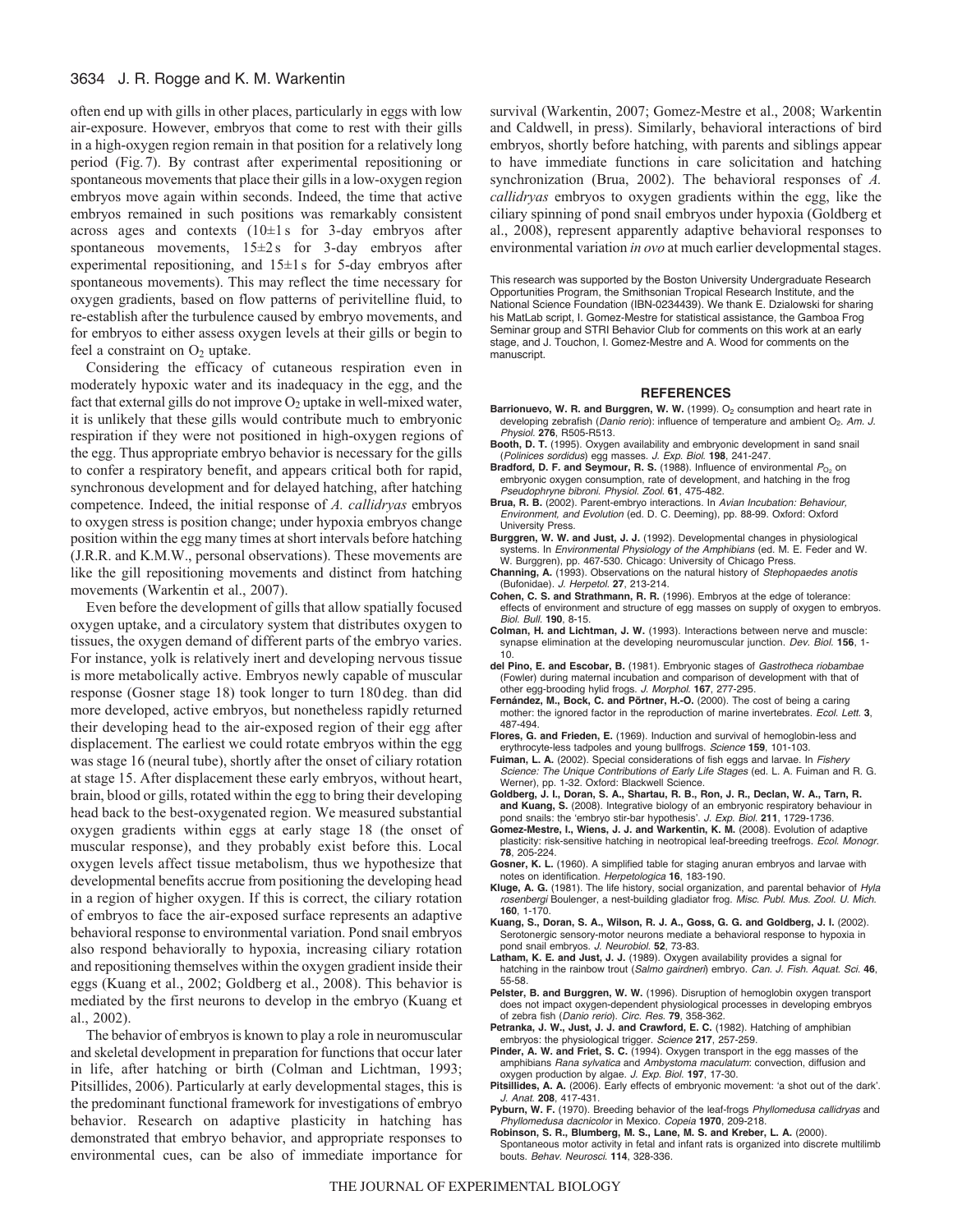often end up with gills in other places, particularly in eggs with low air-exposure. However, embryos that come to rest with their gills in a high-oxygen region remain in that position for a relatively long period (Fig. 7). By contrast after experimental repositioning or spontaneous movements that place their gills in a low-oxygen region embryos move again within seconds. Indeed, the time that active embryos remained in such positions was remarkably consistent across ages and contexts (10±1 s for 3-day embryos after spontaneous movements, 15±2 s for 3-day embryos after experimental repositioning, and 15±1 s for 5-day embryos after spontaneous movements). This may reflect the time necessary for oxygen gradients, based on flow patterns of perivitelline fluid, to re-establish after the turbulence caused by embryo movements, and for embryos to either assess oxygen levels at their gills or begin to feel a constraint on $O_2$ uptake.

Considering the efficacy of cutaneous respiration even in moderately hypoxic water and its inadequacy in the egg, and the fact that external gills do not improve $O_2$ uptake in well-mixed water, it is unlikely that these gills would contribute much to embryonic respiration if they were not positioned in high-oxygen regions of the egg. Thus appropriate embryo behavior is necessary for the gills to confer a respiratory benefit, and appears critical both for rapid, synchronous development and for delayed hatching, after hatching competence. Indeed, the initial response of *A. callidryas* embryos to oxygen stress is position change; under hypoxia embryos change position within the egg many times at short intervals before hatching (J.R.R. and K.M.W., personal observations). These movements are like the gill repositioning movements and distinct from hatching movements (Warkentin et al., 2007).

Even before the development of gills that allow spatially focused oxygen uptake, and a circulatory system that distributes oxygen to tissues, the oxygen demand of different parts of the embryo varies. For instance, yolk is relatively inert and developing nervous tissue is more metabolically active. Embryos newly capable of muscular response (Gosner stage 18) took longer to turn 180 deg. than did more developed, active embryos, but nonetheless rapidly returned their developing head to the air-exposed region of their egg after displacement. The earliest we could rotate embryos within the egg was stage 16 (neural tube), shortly after the onset of ciliary rotation at stage 15. After displacement these early embryos, without heart, brain, blood or gills, rotated within the egg to bring their developing head back to the best-oxygenated region. We measured substantial oxygen gradients within eggs at early stage 18 (the onset of muscular response), and they probably exist before this. Local oxygen levels affect tissue metabolism, thus we hypothesize that developmental benefits accrue from positioning the developing head in a region of higher oxygen. If this is correct, the ciliary rotation of embryos to face the air-exposed surface represents an adaptive behavioral response to environmental variation. Pond snail embryos also respond behaviorally to hypoxia, increasing ciliary rotation and repositioning themselves within the oxygen gradient inside their eggs (Kuang et al., 2002; Goldberg et al., 2008). This behavior is mediated by the first neurons to develop in the embryo (Kuang et al., 2002).

The behavior of embryos is known to play a role in neuromuscular and skeletal development in preparation for functions that occur later in life, after hatching or birth (Colman and Lichtman, 1993; Pitsillides, 2006). Particularly at early developmental stages, this is the predominant functional framework for investigations of embryo behavior. Research on adaptive plasticity in hatching has demonstrated that embryo behavior, and appropriate responses to environmental cues, can be also of immediate importance for survival (Warkentin, 2007; Gomez-Mestre et al., 2008; Warkentin and Caldwell, in press). Similarly, behavioral interactions of bird embryos, shortly before hatching, with parents and siblings appear to have immediate functions in care solicitation and hatching synchronization (Brua, 2002). The behavioral responses of *A. callidryas* embryos to oxygen gradients within the egg, like the ciliary spinning of pond snail embryos under hypoxia (Goldberg et al., 2008), represent apparently adaptive behavioral responses to environmental variation *in ovo* at much earlier developmental stages.

This research was supported by the Boston University Undergraduate Research Opportunities Program, the Smithsonian Tropical Research Institute, and the National Science Foundation (IBN-0234439). We thank E. Dzialowski for sharing his MatLab script, I. Gomez-Mestre for statistical assistance, the Gamboa Frog Seminar group and STRI Behavior Club for comments on this work at an early stage, and J. Touchon, I. Gomez-Mestre and A. Wood for comments on the manuscript.

## REFERENCES

**Barrionuevo, W. R. and Burggren, W. W.** (1999). $O_2$ consumption and heart rate in developing zebrafish (*Danio rerio*): influence of temperature and ambient $O_2$. *Am. J. Physiol.* **276**, R505-R513.

**Booth, D. T.** (1995). Oxygen availability and embryonic development in sand snail (*Polinices sordidus*) egg masses. *J. Exp. Biol.* **198**, 241-247.

**Bradford, D. F. and Seymour, R. S.** (1988). Influence of environmental $P_{O_2}$ on embryonic oxygen consumption, rate of development, and hatching in the frog *Pseudophryne bibroni*. *Physiol. Zool.* **61**, 475-482.

**Brua, R. B.** (2002). Parent-embryo interactions. In *Avian Incubation: Behaviour, Environment, and Evolution* (ed. D. C. Deeming), pp. 88-99. Oxford: Oxford University Press.

**Burggren, W. W. and Just, J. J.** (1992). Developmental changes in physiological systems. In *Environmental Physiology of the Amphibians* (ed. M. E. Feder and W. W. Burggren), pp. 467-530. Chicago: University of Chicago Press.

**Channing, A.** (1993). Observations on the natural history of *Stephopaedes anotis* (Bufonidae). *J. Herpetol.* **27**, 213-214.

**Cohen, C. S. and Strathmann, R. R.** (1996). Embryos at the edge of tolerance: effects of environment and structure of egg masses on supply of oxygen to embryos. *Biol. Bull.* **190**, 8-15.

**Colman, H. and Lichtman, J. W.** (1993). Interactions between nerve and muscle: synapse elimination at the developing neuromuscular junction. *Dev. Biol.* **156**, 1-10.

**del Pino, E. and Escobar, B.** (1981). Embryonic stages of *Gastrotheca riobambae* (Fowler) during maternal incubation and comparison of development with that of other egg-brooding hylid frogs. *J. Morphol.* **167**, 277-295.

**Fernández, M., Bock, C. and Pörtner, H.-O.** (2000). The cost of being a caring mother: the ignored factor in the reproduction of marine invertebrates. *Ecol. Lett.* **3**, 487-494.

**Flores, G. and Frieden, E.** (1969). Induction and survival of hemoglobin-less and erythrocyte-less tadpoles and young bullfrogs. *Science* **159**, 101-103.

**Fuiman, L. A.** (2002). Special considerations of fish eggs and larvae. In *Fishery Science: The Unique Contributions of Early Life Stages* (ed. L. A. Fuiman and R. G. Werner), pp. 1-32. Oxford: Blackwell Science.

**Goldberg, J. I., Doran, S. A., Shartau, R. B., Ron, J. R., Declan, W. A., Tarn, R. and Kuang, S.** (2008). Integrative biology of an embryonic respiratory behaviour in pond snails: the 'embryo stir-bar hypothesis'. *J. Exp. Biol.* **211**, 1729-1736.

**Gomez-Mestre, I., Wiens, J. J. and Warkentin, K. M.** (2008). Evolution of adaptive plasticity: risk-sensitive hatching in neotropical leaf-breeding treefrogs. *Ecol. Monogr.* **78**, 205-224.

**Gosner, K. L.** (1960). A simplified table for staging anuran embryos and larvae with notes on identification. *Herpetologica* **16**, 183-190.

**Kluge, A. G.** (1981). The life history, social organization, and parental behavior of *Hyla rosenbergi* Boulenger, a nest-building gladiator frog. *Misc. Publ. Mus. Zool. U. Mich.* **160**, 1-170.

**Kuang, S., Doran, S. A., Wilson, R. J. A., Goss, G. G. and Goldberg, J. I.** (2002). Serotonergic sensory-motor neurons mediate a behavioral response to hypoxia in pond snail embryos. *J. Neurobiol.* **52**, 73-83.

**Latham, K. E. and Just, J. J.** (1989). Oxygen availability provides a signal for hatching in the rainbow trout (*Salmo gairdneri*) embryo. *Can. J. Fish. Aquat. Sci.* **46**, 55-58.

**Pelster, B. and Burggren, W. W.** (1996). Disruption of hemoglobin oxygen transport does not impact oxygen-dependent physiological processes in developing embryos of zebra fish (*Danio rerio*). *Circ. Res.* **79**, 358-362.

**Petranka, J. W., Just, J. J. and Crawford, E. C.** (1982). Hatching of amphibian embryos: the physiological trigger. *Science* **217**, 257-259.

**Pinder, A. W. and Friet, S. C.** (1994). Oxygen transport in the egg masses of the amphibians *Rana sylvatica* and *Ambystoma maculatum*: convection, diffusion and oxygen production by algae. *J. Exp. Biol.* **197**, 17-30.

**Pitsillides, A. A.** (2006). Early effects of embryonic movement: 'a shot out of the dark'. *J. Anat.* **208**, 417-431.

**Pyburn, W. F.** (1970). Breeding behavior of the leaf-frogs *Phyllomedusa callidryas* and *Phyllomedusa dacnicolor* in Mexico. *Copeia* **1970**, 209-218.

**Robinson, S. R., Blumberg, M. S., Lane, M. S. and Kreber, L. A.** (2000). Spontaneous motor activity in fetal and infant rats is organized into discrete multilimb bouts. *Behav. Neurosci.* **114**, 328-336.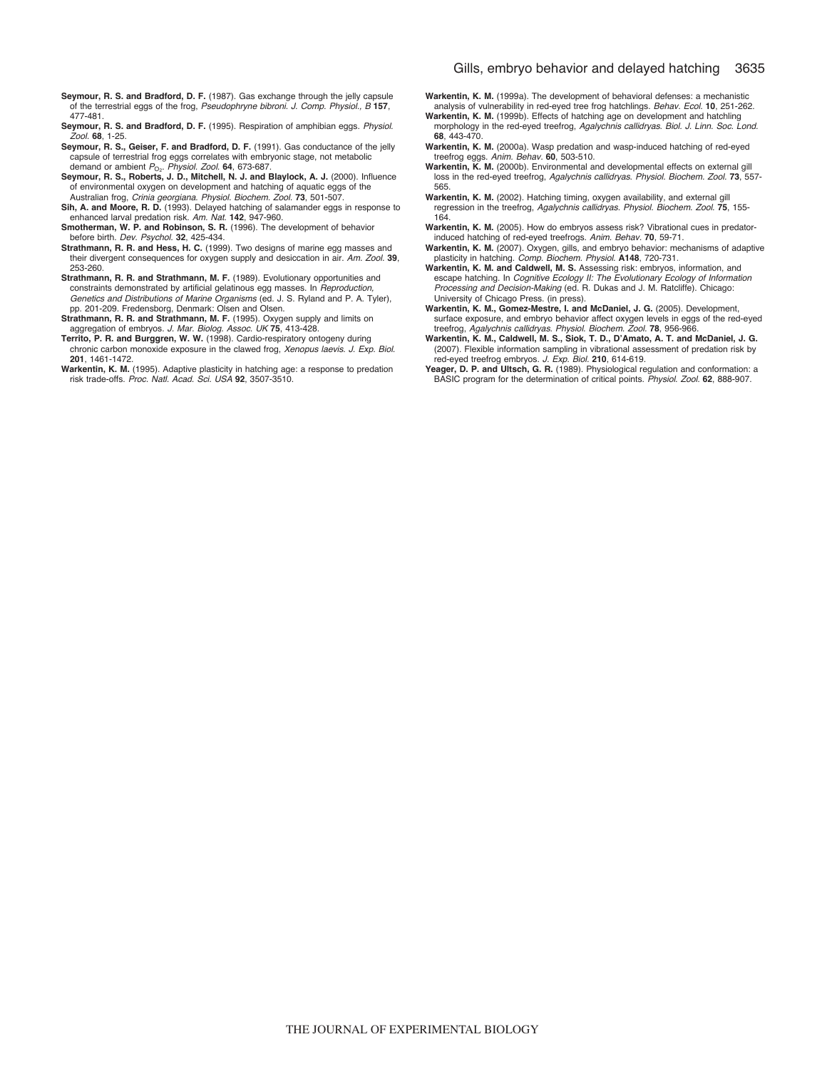**Seymour, R. S. and Bradford, D. F.** (1987). Gas exchange through the jelly capsule of the terrestrial eggs of the frog, *Pseudophryne bibroni*. *J. Comp. Physiol., B* **157**, 477-481.

**Seymour, R. S. and Bradford, D. F.** (1995). Respiration of amphibian eggs. *Physiol. Zool.* **68**, 1-25.

**Seymour, R. S., Geiser, F. and Bradford, D. F.** (1991). Gas conductance of the jelly capsule of terrestrial frog eggs correlates with embryonic stage, not metabolic demand or ambient $P_{O_2}$. *Physiol. Zool.* **64**, 673-687.

**Seymour, R. S., Roberts, J. D., Mitchell, N. J. and Blaylock, A. J.** (2000). Influence of environmental oxygen on development and hatching of aquatic eggs of the Australian frog, *Crinia georgiana*. *Physiol. Biochem. Zool.* **73**, 501-507.

**Sih, A. and Moore, R. D.** (1993). Delayed hatching of salamander eggs in response to enhanced larval predation risk. *Am. Nat.* **142**, 947-960.

**Smotherman, W. P. and Robinson, S. R.** (1996). The development of behavior before birth. *Dev. Psychol.* **32**, 425-434.

**Strathmann, R. R. and Hess, H. C.** (1999). Two designs of marine egg masses and their divergent consequences for oxygen supply and desiccation in air. *Am. Zool.* **39**, 253-260.

**Strathmann, R. R. and Strathmann, M. F.** (1989). Evolutionary opportunities and constraints demonstrated by artificial gelatinous egg masses. In *Reproduction, Genetics and Distributions of Marine Organisms* (ed. J. S. Ryland and P. A. Tyler), pp. 201-209. Fredensborg, Denmark: Olsen and Olsen.

**Strathmann, R. R. and Strathmann, M. F.** (1995). Oxygen supply and limits on aggregation of embryos. *J. Mar. Biolog. Assoc. UK* **75**, 413-428.

**Territo, P. R. and Burggren, W. W.** (1998). Cardio-respiratory ontogeny during chronic carbon monoxide exposure in the clawed frog, *Xenopus laevis*. *J. Exp. Biol.* **201**, 1461-1472.

**Warkentin, K. M.** (1995). Adaptive plasticity in hatching age: a response to predation risk trade-offs. *Proc. Natl. Acad. Sci. USA* **92**, 3507-3510.

**Warkentin, K. M.** (1999a). The development of behavioral defenses: a mechanistic analysis of vulnerability in red-eyed tree frog hatchlings. *Behav. Ecol.* **10**, 251-262.

**Warkentin, K. M.** (1999b). Effects of hatching age on development and hatchling morphology in the red-eyed treefrog, *Agalychnis callidryas*. *Biol. J. Linn. Soc. Lond.* **68**, 443-470.

**Warkentin, K. M.** (2000a). Wasp predation and wasp-induced hatching of red-eyed treefrog eggs. *Anim. Behav.* **60**, 503-510.

**Warkentin, K. M.** (2000b). Environmental and developmental effects on external gill loss in the red-eyed treefrog, *Agalychnis callidryas*. *Physiol. Biochem. Zool.* **73**, 557-565.

**Warkentin, K. M.** (2002). Hatching timing, oxygen availability, and external gill regression in the treefrog, *Agalychnis callidryas*. *Physiol. Biochem. Zool.* **75**, 155-164.

**Warkentin, K. M.** (2005). How do embryos assess risk? Vibrational cues in predator-induced hatching of red-eyed treefrogs. *Anim. Behav.* **70**, 59-71.

**Warkentin, K. M.** (2007). Oxygen, gills, and embryo behavior: mechanisms of adaptive plasticity in hatching. *Comp. Biochem. Physiol.* **A148**, 720-731.

**Warkentin, K. M. and Caldwell, M. S.** Assessing risk: embryos, information, and escape hatching. In *Cognitive Ecology II: The Evolutionary Ecology of Information Processing and Decision-Making* (ed. R. Dukas and J. M. Ratcliffe). Chicago: University of Chicago Press. (in press).

**Warkentin, K. M., Gomez-Mestre, I. and McDaniel, J. G.** (2005). Development, surface exposure, and embryo behavior affect oxygen levels in eggs of the red-eyed treefrog, *Agalychnis callidryas*. *Physiol. Biochem. Zool.* **78**, 956-966.

**Warkentin, K. M., Caldwell, M. S., Siok, T. D., D'Amato, A. T. and McDaniel, J. G.** (2007). Flexible information sampling in vibrational assessment of predation risk by red-eyed treefrog embryos. *J. Exp. Biol.* **210**, 614-619.

**Yeager, D. P. and Ultsch, G. R.** (1989). Physiological regulation and conformation: a BASIC program for the determination of critical points. *Physiol. Zool.* **62**, 888-907.